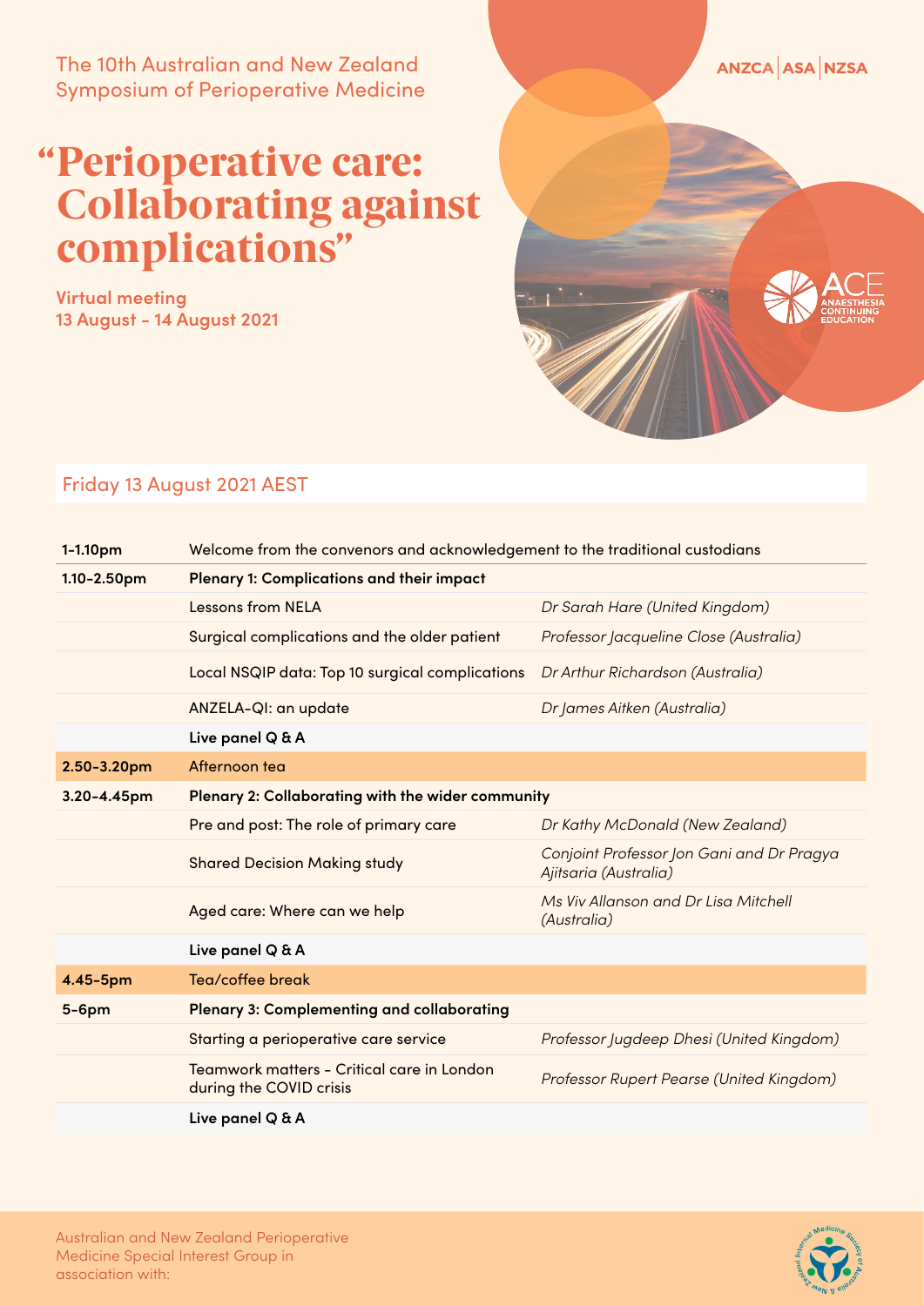The 10th Australian and New Zealand Symposium of Perioperative Medicine

ANZCA | ASA | NZSA

# "Perioperative care: Collaborating against complications"

**Virtual meeting**
**13 August - 14 August 2021**

ACE ANAESTHESIA CONTINUING EDUCATION

## Friday 13 August 2021 AEST

| | | |
|---|---|---|
| 1-1.10pm | Welcome from the convenors and acknowledgement to the traditional custodians | |
| 1.10-2.50pm | **Plenary 1: Complications and their impact** | |
| | Lessons from NELA | *Dr Sarah Hare (United Kingdom)* |
| | Surgical complications and the older patient | *Professor Jacqueline Close (Australia)* |
| | Local NSQIP data: Top 10 surgical complications | *Dr Arthur Richardson (Australia)* |
| | ANZELA-QI: an update | *Dr James Aitken (Australia)* |
| | **Live panel Q & A** | |
| 2.50-3.20pm | Afternoon tea | |
| 3.20-4.45pm | **Plenary 2: Collaborating with the wider community** | |
| | Pre and post: The role of primary care | *Dr Kathy McDonald (New Zealand)* |
| | Shared Decision Making study | *Conjoint Professor Jon Gani and Dr Pragya Ajitsaria (Australia)* |
| | Aged care: Where can we help | *Ms Viv Allanson and Dr Lisa Mitchell (Australia)* |
| | **Live panel Q & A** | |
| 4.45-5pm | Tea/coffee break | |
| 5-6pm | **Plenary 3: Complementing and collaborating** | |
| | Starting a perioperative care service | *Professor Jugdeep Dhesi (United Kingdom)* |
| | Teamwork matters - Critical care in London during the COVID crisis | *Professor Rupert Pearse (United Kingdom)* |
| | **Live panel Q & A** | |

Australian and New Zealand Perioperative Medicine Special Interest Group in association with:

Internal Medicine Society of Australia & New Zealand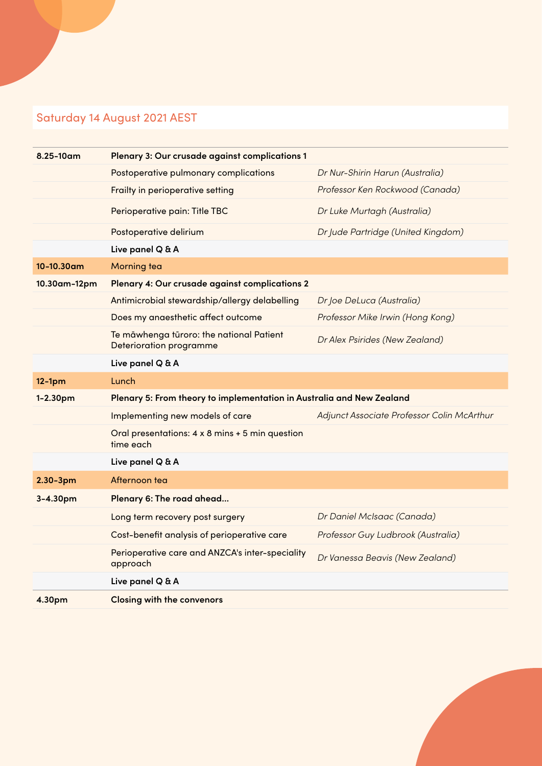## Saturday 14 August 2021 AEST

| | | |
|---|---|---|
| **8.25–10am** | **Plenary 3: Our crusade against complications 1** | |
| | Postoperative pulmonary complications | *Dr Nur-Shirin Harun (Australia)* |
| | Frailty in perioperative setting | *Professor Ken Rockwood (Canada)* |
| | Perioperative pain: Title TBC | *Dr Luke Murtagh (Australia)* |
| | Postoperative delirium | *Dr Jude Partridge (United Kingdom)* |
| | **Live panel Q & A** | |
| **10–10.30am** | Morning tea | |
| **10.30am–12pm** | **Plenary 4: Our crusade against complications 2** | |
| | Antimicrobial stewardship/allergy delabelling | *Dr Joe DeLuca (Australia)* |
| | Does my anaesthetic affect outcome | *Professor Mike Irwin (Hong Kong)* |
| | Te māwhenga tūroro: the national Patient Deterioration programme | *Dr Alex Psirides (New Zealand)* |
| | **Live panel Q & A** | |
| **12–1pm** | Lunch | |
| **1–2.30pm** | **Plenary 5: From theory to implementation in Australia and New Zealand** | |
| | Implementing new models of care | *Adjunct Associate Professor Colin McArthur* |
| | Oral presentations: 4 x 8 mins + 5 min question time each | |
| | **Live panel Q & A** | |
| **2.30–3pm** | Afternoon tea | |
| **3–4.30pm** | **Plenary 6: The road ahead…** | |
| | Long term recovery post surgery | *Dr Daniel McIsaac (Canada)* |
| | Cost-benefit analysis of perioperative care | *Professor Guy Ludbrook (Australia)* |
| | Perioperative care and ANZCA's inter-speciality approach | *Dr Vanessa Beavis (New Zealand)* |
| | **Live panel Q & A** | |
| **4.30pm** | **Closing with the convenors** | |